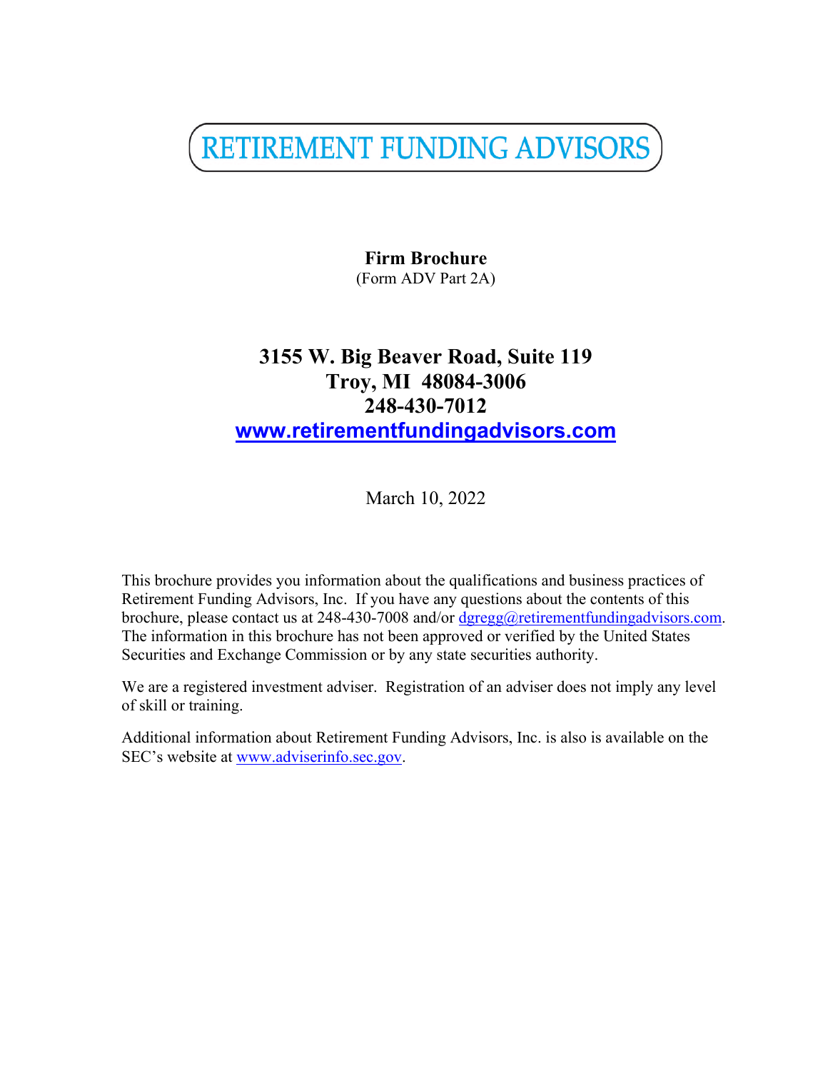# RETIREMENT FUNDING ADVISORS

**Firm Brochure**
(Form ADV Part 2A)

**3155 W. Big Beaver Road, Suite 119**
**Troy, MI 48084-3006**
**248-430-7012**
**www.retirementfundingadvisors.com**

March 10, 2022

This brochure provides you information about the qualifications and business practices of Retirement Funding Advisors, Inc. If you have any questions about the contents of this brochure, please contact us at 248-430-7008 and/or dgregg@retirementfundingadvisors.com. The information in this brochure has not been approved or verified by the United States Securities and Exchange Commission or by any state securities authority.

We are a registered investment adviser. Registration of an adviser does not imply any level of skill or training.

Additional information about Retirement Funding Advisors, Inc. is also is available on the SEC's website at www.adviserinfo.sec.gov.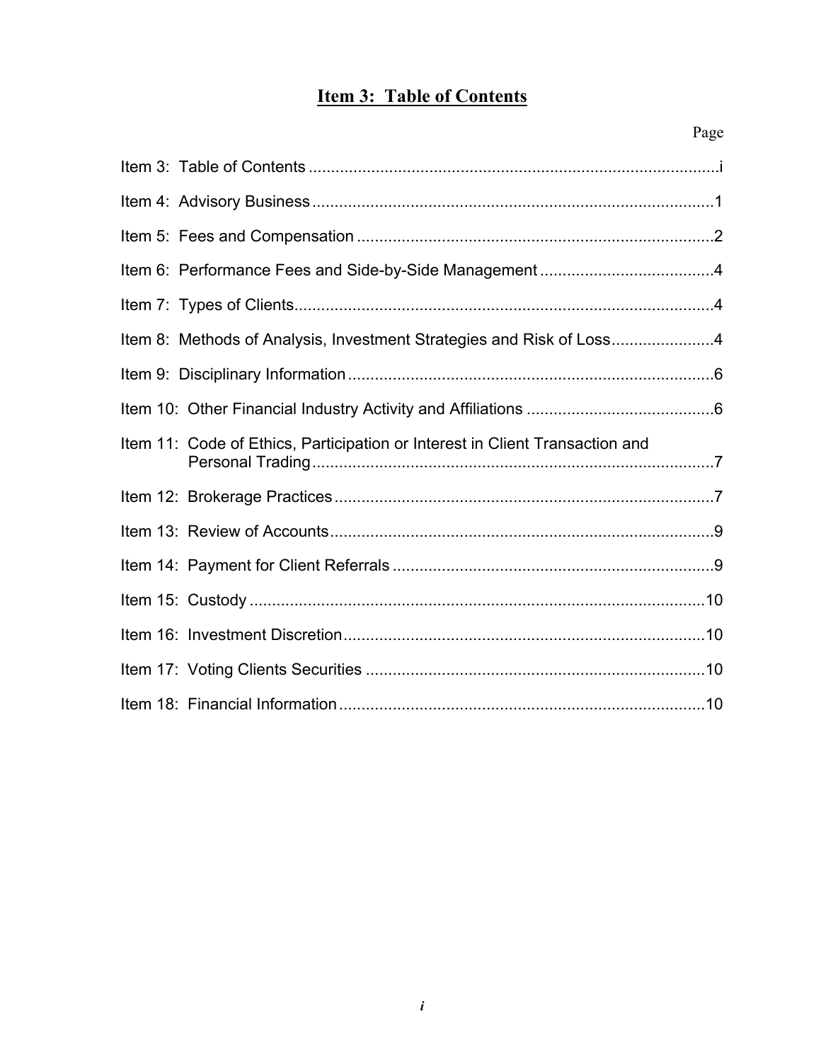# Item 3: Table of Contents

| | Page |
|---|---|
| Item 3: Table of Contents | i |
| Item 4: Advisory Business | 1 |
| Item 5: Fees and Compensation | 2 |
| Item 6: Performance Fees and Side-by-Side Management | 4 |
| Item 7: Types of Clients | 4 |
| Item 8: Methods of Analysis, Investment Strategies and Risk of Loss | 4 |
| Item 9: Disciplinary Information | 6 |
| Item 10: Other Financial Industry Activity and Affiliations | 6 |
| Item 11: Code of Ethics, Participation or Interest in Client Transaction and Personal Trading | 7 |
| Item 12: Brokerage Practices | 7 |
| Item 13: Review of Accounts | 9 |
| Item 14: Payment for Client Referrals | 9 |
| Item 15: Custody | 10 |
| Item 16: Investment Discretion | 10 |
| Item 17: Voting Clients Securities | 10 |
| Item 18: Financial Information | 10 |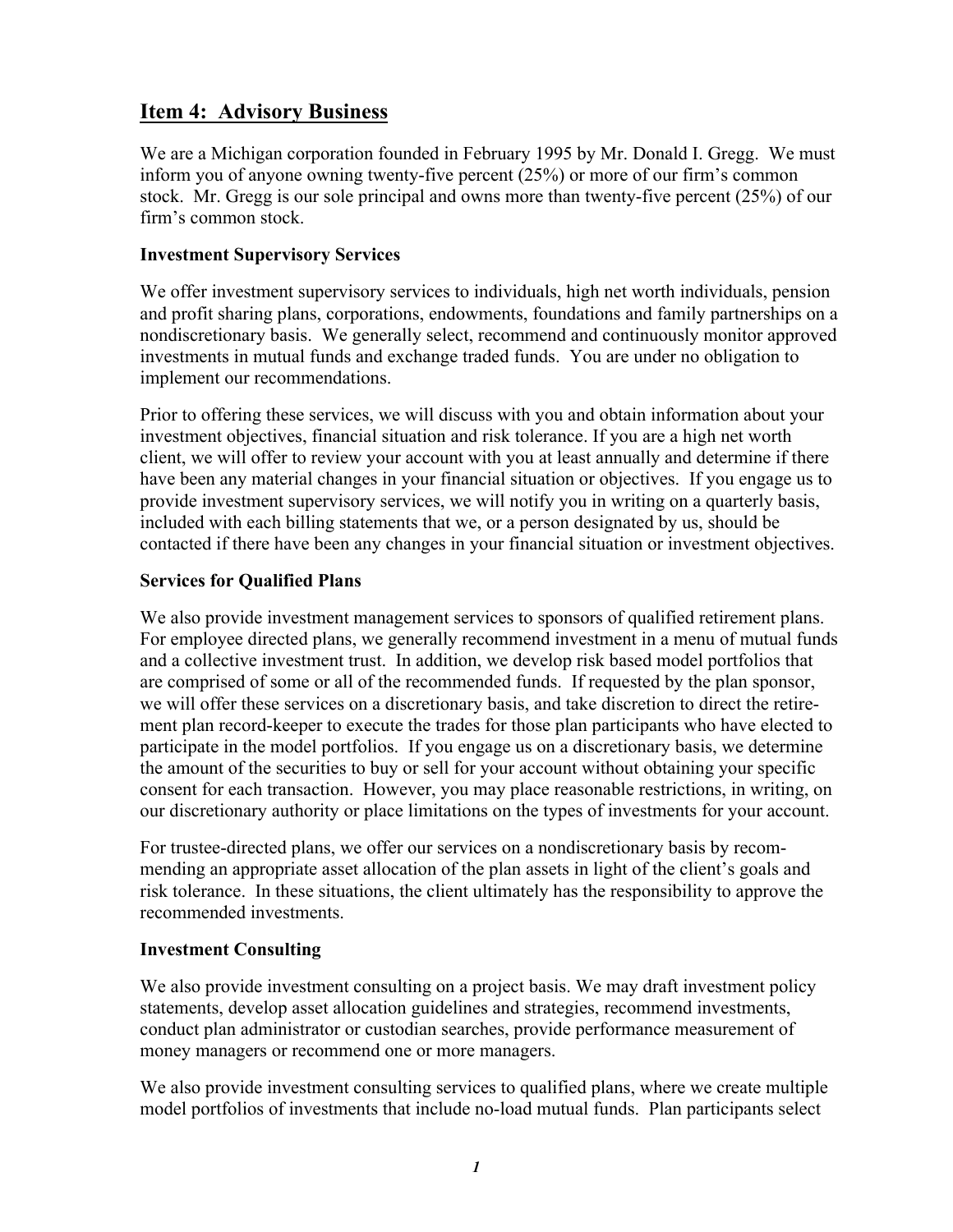## Item 4: Advisory Business

We are a Michigan corporation founded in February 1995 by Mr. Donald I. Gregg. We must inform you of anyone owning twenty-five percent (25%) or more of our firm's common stock. Mr. Gregg is our sole principal and owns more than twenty-five percent (25%) of our firm's common stock.

### Investment Supervisory Services

We offer investment supervisory services to individuals, high net worth individuals, pension and profit sharing plans, corporations, endowments, foundations and family partnerships on a nondiscretionary basis. We generally select, recommend and continuously monitor approved investments in mutual funds and exchange traded funds. You are under no obligation to implement our recommendations.

Prior to offering these services, we will discuss with you and obtain information about your investment objectives, financial situation and risk tolerance. If you are a high net worth client, we will offer to review your account with you at least annually and determine if there have been any material changes in your financial situation or objectives. If you engage us to provide investment supervisory services, we will notify you in writing on a quarterly basis, included with each billing statements that we, or a person designated by us, should be contacted if there have been any changes in your financial situation or investment objectives.

### Services for Qualified Plans

We also provide investment management services to sponsors of qualified retirement plans. For employee directed plans, we generally recommend investment in a menu of mutual funds and a collective investment trust. In addition, we develop risk based model portfolios that are comprised of some or all of the recommended funds. If requested by the plan sponsor, we will offer these services on a discretionary basis, and take discretion to direct the retirement plan record-keeper to execute the trades for those plan participants who have elected to participate in the model portfolios. If you engage us on a discretionary basis, we determine the amount of the securities to buy or sell for your account without obtaining your specific consent for each transaction. However, you may place reasonable restrictions, in writing, on our discretionary authority or place limitations on the types of investments for your account.

For trustee-directed plans, we offer our services on a nondiscretionary basis by recommending an appropriate asset allocation of the plan assets in light of the client's goals and risk tolerance. In these situations, the client ultimately has the responsibility to approve the recommended investments.

### Investment Consulting

We also provide investment consulting on a project basis. We may draft investment policy statements, develop asset allocation guidelines and strategies, recommend investments, conduct plan administrator or custodian searches, provide performance measurement of money managers or recommend one or more managers.

We also provide investment consulting services to qualified plans, where we create multiple model portfolios of investments that include no-load mutual funds. Plan participants select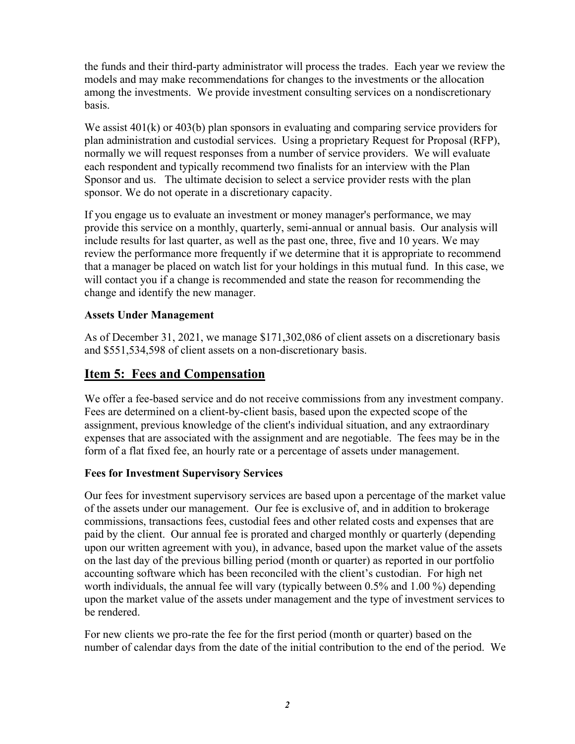the funds and their third-party administrator will process the trades. Each year we review the models and may make recommendations for changes to the investments or the allocation among the investments. We provide investment consulting services on a nondiscretionary basis.

We assist 401(k) or 403(b) plan sponsors in evaluating and comparing service providers for plan administration and custodial services. Using a proprietary Request for Proposal (RFP), normally we will request responses from a number of service providers. We will evaluate each respondent and typically recommend two finalists for an interview with the Plan Sponsor and us. The ultimate decision to select a service provider rests with the plan sponsor. We do not operate in a discretionary capacity.

If you engage us to evaluate an investment or money manager's performance, we may provide this service on a monthly, quarterly, semi-annual or annual basis. Our analysis will include results for last quarter, as well as the past one, three, five and 10 years. We may review the performance more frequently if we determine that it is appropriate to recommend that a manager be placed on watch list for your holdings in this mutual fund. In this case, we will contact you if a change is recommended and state the reason for recommending the change and identify the new manager.

**Assets Under Management**

As of December 31, 2021, we manage $171,302,086 of client assets on a discretionary basis and $551,534,598 of client assets on a non-discretionary basis.

## Item 5: Fees and Compensation

We offer a fee-based service and do not receive commissions from any investment company. Fees are determined on a client-by-client basis, based upon the expected scope of the assignment, previous knowledge of the client's individual situation, and any extraordinary expenses that are associated with the assignment and are negotiable. The fees may be in the form of a flat fixed fee, an hourly rate or a percentage of assets under management.

**Fees for Investment Supervisory Services**

Our fees for investment supervisory services are based upon a percentage of the market value of the assets under our management. Our fee is exclusive of, and in addition to brokerage commissions, transactions fees, custodial fees and other related costs and expenses that are paid by the client. Our annual fee is prorated and charged monthly or quarterly (depending upon our written agreement with you), in advance, based upon the market value of the assets on the last day of the previous billing period (month or quarter) as reported in our portfolio accounting software which has been reconciled with the client's custodian. For high net worth individuals, the annual fee will vary (typically between 0.5% and 1.00 %) depending upon the market value of the assets under management and the type of investment services to be rendered.

For new clients we pro-rate the fee for the first period (month or quarter) based on the number of calendar days from the date of the initial contribution to the end of the period. We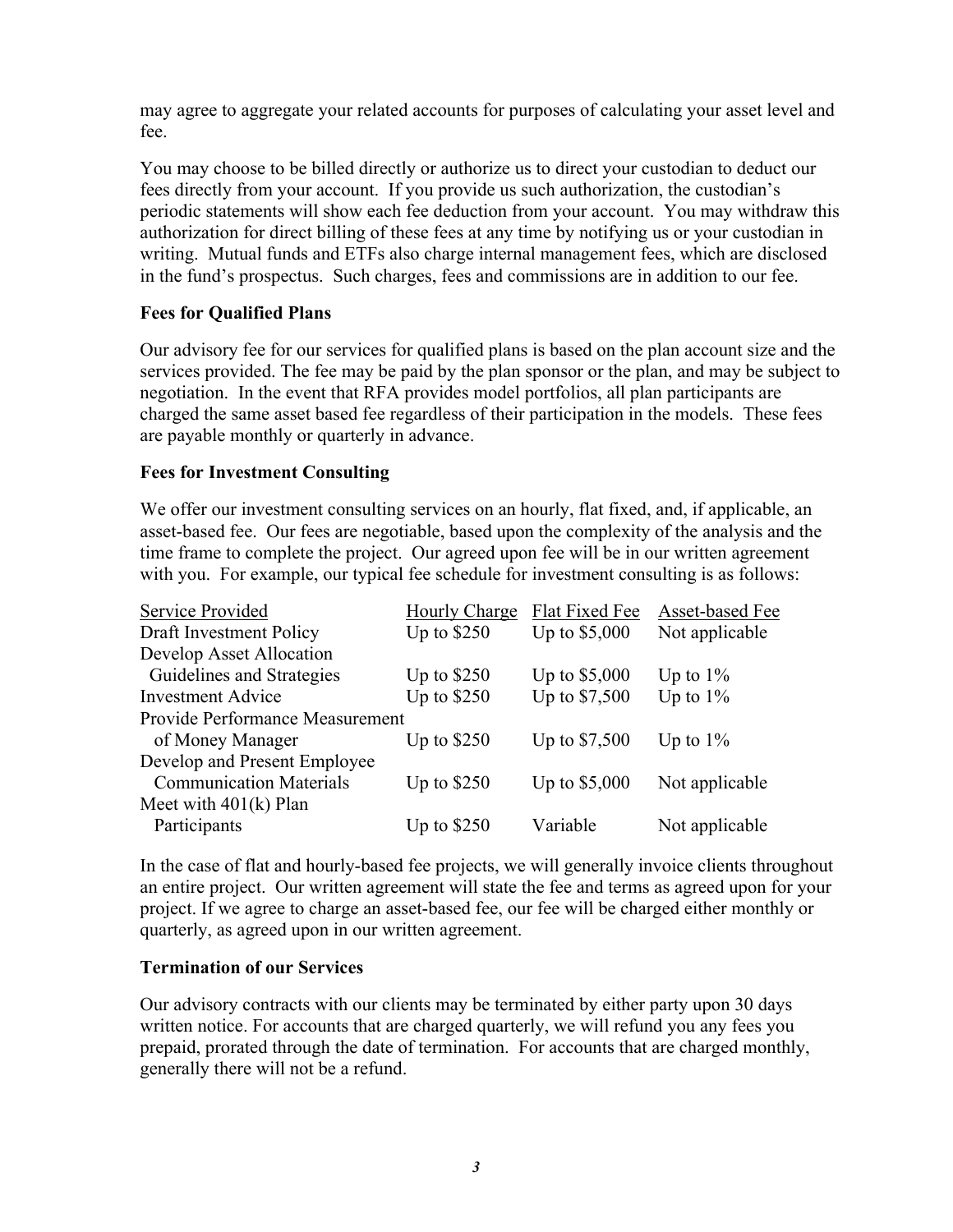may agree to aggregate your related accounts for purposes of calculating your asset level and fee.

You may choose to be billed directly or authorize us to direct your custodian to deduct our fees directly from your account. If you provide us such authorization, the custodian's periodic statements will show each fee deduction from your account. You may withdraw this authorization for direct billing of these fees at any time by notifying us or your custodian in writing. Mutual funds and ETFs also charge internal management fees, which are disclosed in the fund's prospectus. Such charges, fees and commissions are in addition to our fee.

### Fees for Qualified Plans

Our advisory fee for our services for qualified plans is based on the plan account size and the services provided. The fee may be paid by the plan sponsor or the plan, and may be subject to negotiation. In the event that RFA provides model portfolios, all plan participants are charged the same asset based fee regardless of their participation in the models. These fees are payable monthly or quarterly in advance.

### Fees for Investment Consulting

We offer our investment consulting services on an hourly, flat fixed, and, if applicable, an asset-based fee. Our fees are negotiable, based upon the complexity of the analysis and the time frame to complete the project. Our agreed upon fee will be in our written agreement with you. For example, our typical fee schedule for investment consulting is as follows:

| Service Provided | Hourly Charge | Flat Fixed Fee | Asset-based Fee |
|---|---|---|---|
| Draft Investment Policy | Up to $250 | Up to $5,000 | Not applicable |
| Develop Asset Allocation Guidelines and Strategies | Up to $250 | Up to $5,000 | Up to 1% |
| Investment Advice | Up to $250 | Up to $7,500 | Up to 1% |
| Provide Performance Measurement of Money Manager | Up to $250 | Up to $7,500 | Up to 1% |
| Develop and Present Employee Communication Materials | Up to $250 | Up to $5,000 | Not applicable |
| Meet with 401(k) Plan Participants | Up to $250 | Variable | Not applicable |

In the case of flat and hourly-based fee projects, we will generally invoice clients throughout an entire project. Our written agreement will state the fee and terms as agreed upon for your project. If we agree to charge an asset-based fee, our fee will be charged either monthly or quarterly, as agreed upon in our written agreement.

### Termination of our Services

Our advisory contracts with our clients may be terminated by either party upon 30 days written notice. For accounts that are charged quarterly, we will refund you any fees you prepaid, prorated through the date of termination. For accounts that are charged monthly, generally there will not be a refund.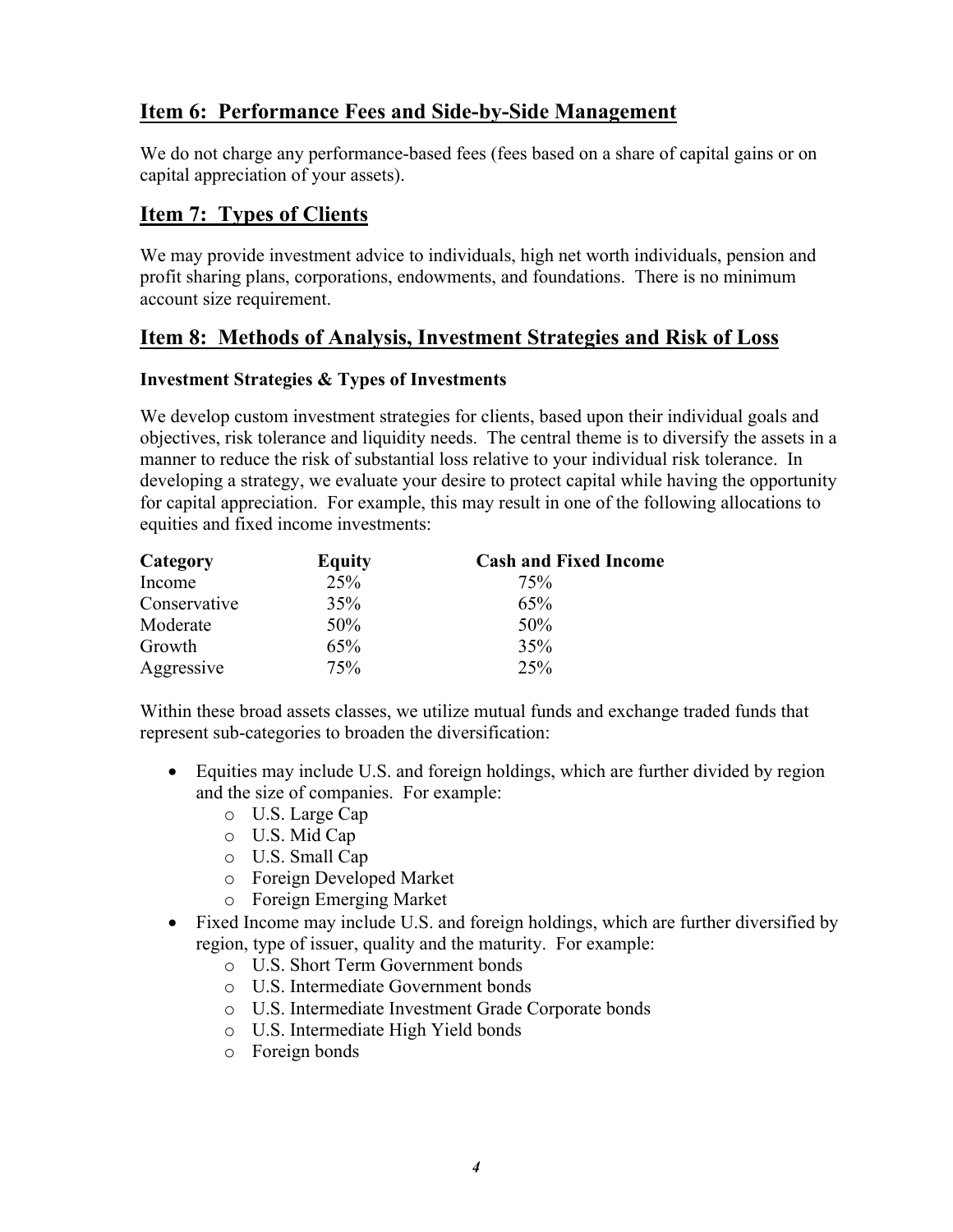## Item 6: Performance Fees and Side-by-Side Management

We do not charge any performance-based fees (fees based on a share of capital gains or on capital appreciation of your assets).

## Item 7: Types of Clients

We may provide investment advice to individuals, high net worth individuals, pension and profit sharing plans, corporations, endowments, and foundations. There is no minimum account size requirement.

## Item 8: Methods of Analysis, Investment Strategies and Risk of Loss

### Investment Strategies & Types of Investments

We develop custom investment strategies for clients, based upon their individual goals and objectives, risk tolerance and liquidity needs. The central theme is to diversify the assets in a manner to reduce the risk of substantial loss relative to your individual risk tolerance. In developing a strategy, we evaluate your desire to protect capital while having the opportunity for capital appreciation. For example, this may result in one of the following allocations to equities and fixed income investments:

| Category | Equity | Cash and Fixed Income |
|---|---|---|
| Income | 25% | 75% |
| Conservative | 35% | 65% |
| Moderate | 50% | 50% |
| Growth | 65% | 35% |
| Aggressive | 75% | 25% |

Within these broad assets classes, we utilize mutual funds and exchange traded funds that represent sub-categories to broaden the diversification:

- Equities may include U.S. and foreign holdings, which are further divided by region and the size of companies. For example:
  - U.S. Large Cap
  - U.S. Mid Cap
  - U.S. Small Cap
  - Foreign Developed Market
  - Foreign Emerging Market
- Fixed Income may include U.S. and foreign holdings, which are further diversified by region, type of issuer, quality and the maturity. For example:
  - U.S. Short Term Government bonds
  - U.S. Intermediate Government bonds
  - U.S. Intermediate Investment Grade Corporate bonds
  - U.S. Intermediate High Yield bonds
  - Foreign bonds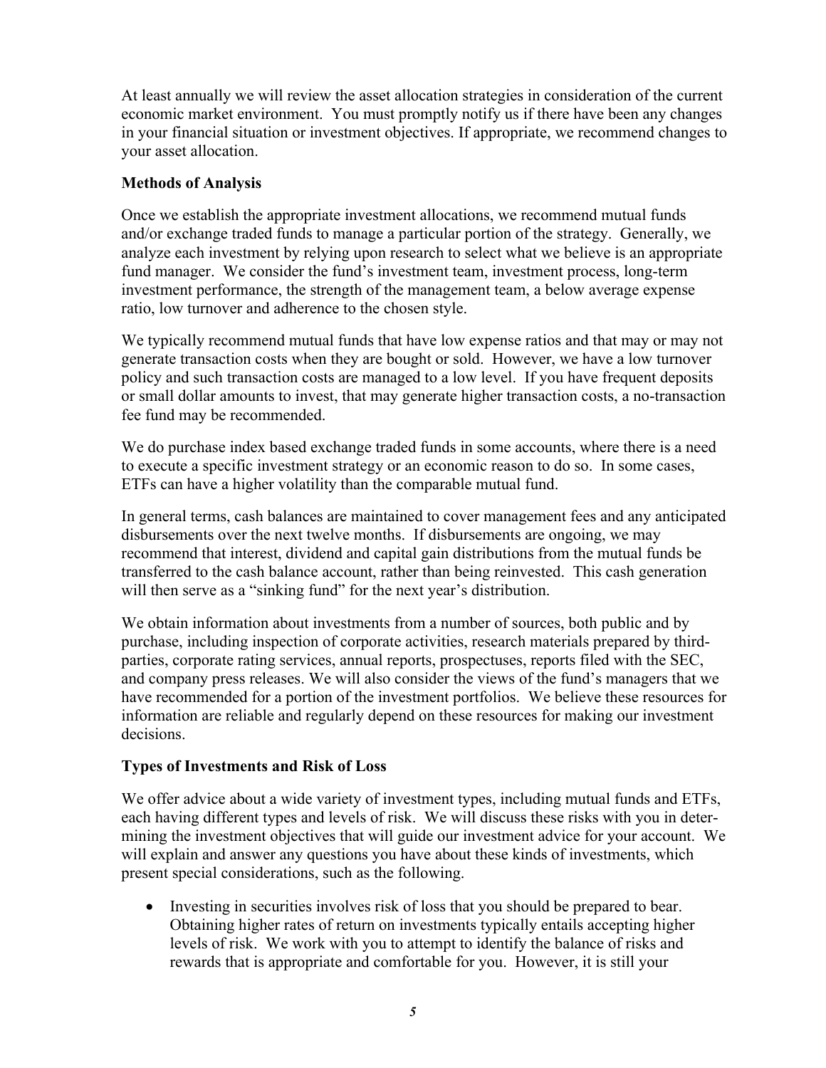At least annually we will review the asset allocation strategies in consideration of the current economic market environment. You must promptly notify us if there have been any changes in your financial situation or investment objectives. If appropriate, we recommend changes to your asset allocation.

**Methods of Analysis**

Once we establish the appropriate investment allocations, we recommend mutual funds and/or exchange traded funds to manage a particular portion of the strategy. Generally, we analyze each investment by relying upon research to select what we believe is an appropriate fund manager. We consider the fund's investment team, investment process, long-term investment performance, the strength of the management team, a below average expense ratio, low turnover and adherence to the chosen style.

We typically recommend mutual funds that have low expense ratios and that may or may not generate transaction costs when they are bought or sold. However, we have a low turnover policy and such transaction costs are managed to a low level. If you have frequent deposits or small dollar amounts to invest, that may generate higher transaction costs, a no-transaction fee fund may be recommended.

We do purchase index based exchange traded funds in some accounts, where there is a need to execute a specific investment strategy or an economic reason to do so. In some cases, ETFs can have a higher volatility than the comparable mutual fund.

In general terms, cash balances are maintained to cover management fees and any anticipated disbursements over the next twelve months. If disbursements are ongoing, we may recommend that interest, dividend and capital gain distributions from the mutual funds be transferred to the cash balance account, rather than being reinvested. This cash generation will then serve as a "sinking fund" for the next year's distribution.

We obtain information about investments from a number of sources, both public and by purchase, including inspection of corporate activities, research materials prepared by third-parties, corporate rating services, annual reports, prospectuses, reports filed with the SEC, and company press releases. We will also consider the views of the fund's managers that we have recommended for a portion of the investment portfolios. We believe these resources for information are reliable and regularly depend on these resources for making our investment decisions.

**Types of Investments and Risk of Loss**

We offer advice about a wide variety of investment types, including mutual funds and ETFs, each having different types and levels of risk. We will discuss these risks with you in determining the investment objectives that will guide our investment advice for your account. We will explain and answer any questions you have about these kinds of investments, which present special considerations, such as the following.

- Investing in securities involves risk of loss that you should be prepared to bear. Obtaining higher rates of return on investments typically entails accepting higher levels of risk. We work with you to attempt to identify the balance of risks and rewards that is appropriate and comfortable for you. However, it is still your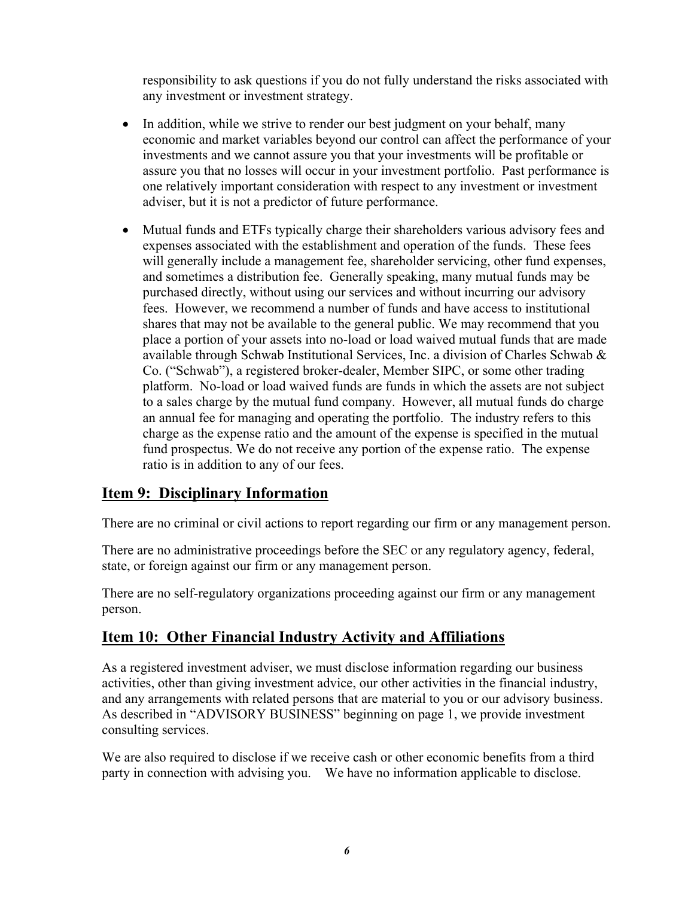responsibility to ask questions if you do not fully understand the risks associated with any investment or investment strategy.

- In addition, while we strive to render our best judgment on your behalf, many economic and market variables beyond our control can affect the performance of your investments and we cannot assure you that your investments will be profitable or assure you that no losses will occur in your investment portfolio. Past performance is one relatively important consideration with respect to any investment or investment adviser, but it is not a predictor of future performance.

- Mutual funds and ETFs typically charge their shareholders various advisory fees and expenses associated with the establishment and operation of the funds. These fees will generally include a management fee, shareholder servicing, other fund expenses, and sometimes a distribution fee. Generally speaking, many mutual funds may be purchased directly, without using our services and without incurring our advisory fees. However, we recommend a number of funds and have access to institutional shares that may not be available to the general public. We may recommend that you place a portion of your assets into no-load or load waived mutual funds that are made available through Schwab Institutional Services, Inc. a division of Charles Schwab & Co. ("Schwab"), a registered broker-dealer, Member SIPC, or some other trading platform. No-load or load waived funds are funds in which the assets are not subject to a sales charge by the mutual fund company. However, all mutual funds do charge an annual fee for managing and operating the portfolio. The industry refers to this charge as the expense ratio and the amount of the expense is specified in the mutual fund prospectus. We do not receive any portion of the expense ratio. The expense ratio is in addition to any of our fees.

## Item 9: Disciplinary Information

There are no criminal or civil actions to report regarding our firm or any management person.

There are no administrative proceedings before the SEC or any regulatory agency, federal, state, or foreign against our firm or any management person.

There are no self-regulatory organizations proceeding against our firm or any management person.

## Item 10: Other Financial Industry Activity and Affiliations

As a registered investment adviser, we must disclose information regarding our business activities, other than giving investment advice, our other activities in the financial industry, and any arrangements with related persons that are material to you or our advisory business. As described in "ADVISORY BUSINESS" beginning on page 1, we provide investment consulting services.

We are also required to disclose if we receive cash or other economic benefits from a third party in connection with advising you. We have no information applicable to disclose.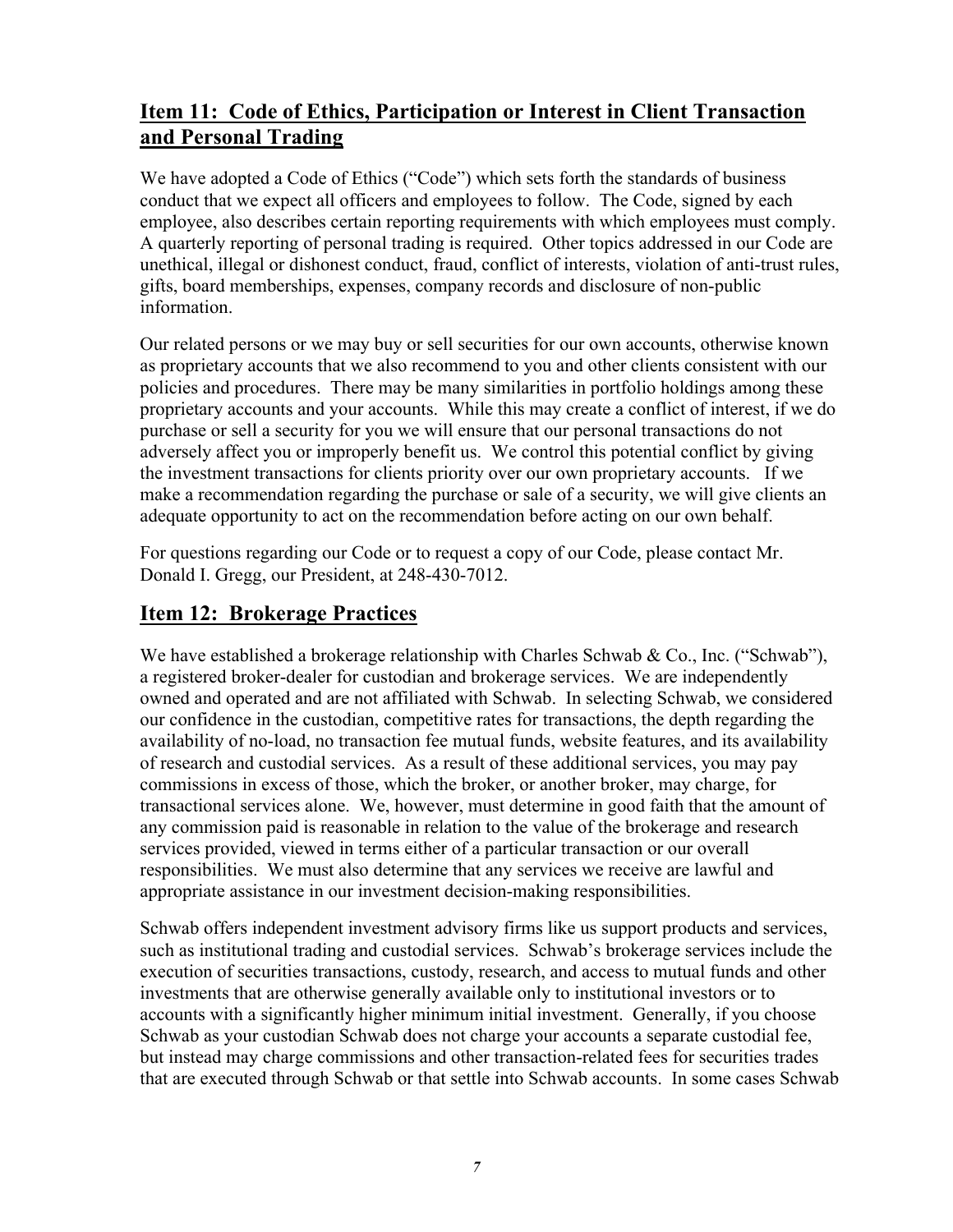## Item 11: Code of Ethics, Participation or Interest in Client Transaction and Personal Trading

We have adopted a Code of Ethics ("Code") which sets forth the standards of business conduct that we expect all officers and employees to follow. The Code, signed by each employee, also describes certain reporting requirements with which employees must comply. A quarterly reporting of personal trading is required. Other topics addressed in our Code are unethical, illegal or dishonest conduct, fraud, conflict of interests, violation of anti-trust rules, gifts, board memberships, expenses, company records and disclosure of non-public information.

Our related persons or we may buy or sell securities for our own accounts, otherwise known as proprietary accounts that we also recommend to you and other clients consistent with our policies and procedures. There may be many similarities in portfolio holdings among these proprietary accounts and your accounts. While this may create a conflict of interest, if we do purchase or sell a security for you we will ensure that our personal transactions do not adversely affect you or improperly benefit us. We control this potential conflict by giving the investment transactions for clients priority over our own proprietary accounts. If we make a recommendation regarding the purchase or sale of a security, we will give clients an adequate opportunity to act on the recommendation before acting on our own behalf.

For questions regarding our Code or to request a copy of our Code, please contact Mr. Donald I. Gregg, our President, at 248-430-7012.

## Item 12: Brokerage Practices

We have established a brokerage relationship with Charles Schwab & Co., Inc. ("Schwab"), a registered broker-dealer for custodian and brokerage services. We are independently owned and operated and are not affiliated with Schwab. In selecting Schwab, we considered our confidence in the custodian, competitive rates for transactions, the depth regarding the availability of no-load, no transaction fee mutual funds, website features, and its availability of research and custodial services. As a result of these additional services, you may pay commissions in excess of those, which the broker, or another broker, may charge, for transactional services alone. We, however, must determine in good faith that the amount of any commission paid is reasonable in relation to the value of the brokerage and research services provided, viewed in terms either of a particular transaction or our overall responsibilities. We must also determine that any services we receive are lawful and appropriate assistance in our investment decision-making responsibilities.

Schwab offers independent investment advisory firms like us support products and services, such as institutional trading and custodial services. Schwab's brokerage services include the execution of securities transactions, custody, research, and access to mutual funds and other investments that are otherwise generally available only to institutional investors or to accounts with a significantly higher minimum initial investment. Generally, if you choose Schwab as your custodian Schwab does not charge your accounts a separate custodial fee, but instead may charge commissions and other transaction-related fees for securities trades that are executed through Schwab or that settle into Schwab accounts. In some cases Schwab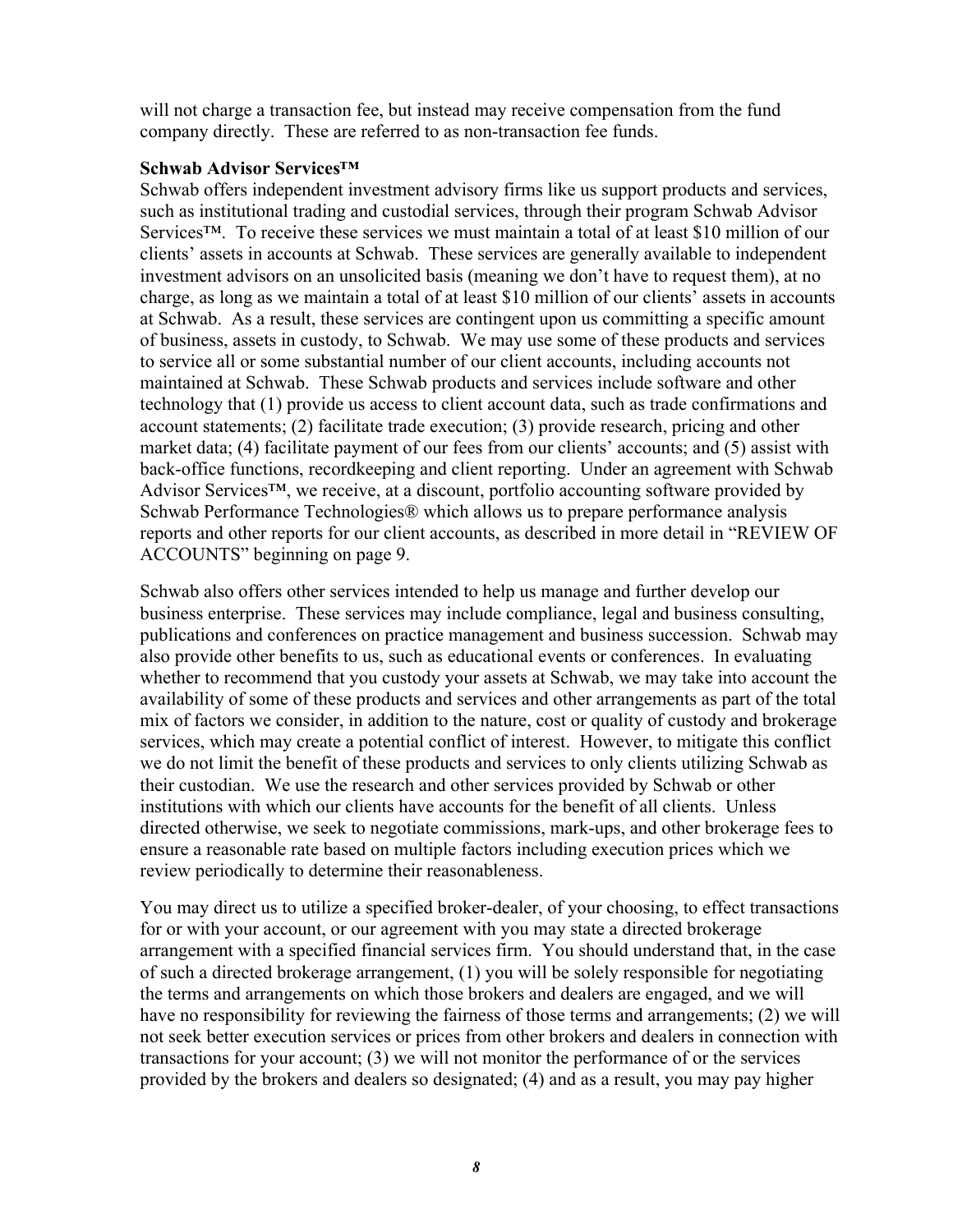will not charge a transaction fee, but instead may receive compensation from the fund company directly. These are referred to as non-transaction fee funds.

**Schwab Advisor Services™**

Schwab offers independent investment advisory firms like us support products and services, such as institutional trading and custodial services, through their program Schwab Advisor Services™. To receive these services we must maintain a total of at least $10 million of our clients' assets in accounts at Schwab. These services are generally available to independent investment advisors on an unsolicited basis (meaning we don't have to request them), at no charge, as long as we maintain a total of at least $10 million of our clients' assets in accounts at Schwab. As a result, these services are contingent upon us committing a specific amount of business, assets in custody, to Schwab. We may use some of these products and services to service all or some substantial number of our client accounts, including accounts not maintained at Schwab. These Schwab products and services include software and other technology that (1) provide us access to client account data, such as trade confirmations and account statements; (2) facilitate trade execution; (3) provide research, pricing and other market data; (4) facilitate payment of our fees from our clients' accounts; and (5) assist with back-office functions, recordkeeping and client reporting. Under an agreement with Schwab Advisor Services™, we receive, at a discount, portfolio accounting software provided by Schwab Performance Technologies® which allows us to prepare performance analysis reports and other reports for our client accounts, as described in more detail in "REVIEW OF ACCOUNTS" beginning on page 9.

Schwab also offers other services intended to help us manage and further develop our business enterprise. These services may include compliance, legal and business consulting, publications and conferences on practice management and business succession. Schwab may also provide other benefits to us, such as educational events or conferences. In evaluating whether to recommend that you custody your assets at Schwab, we may take into account the availability of some of these products and services and other arrangements as part of the total mix of factors we consider, in addition to the nature, cost or quality of custody and brokerage services, which may create a potential conflict of interest. However, to mitigate this conflict we do not limit the benefit of these products and services to only clients utilizing Schwab as their custodian. We use the research and other services provided by Schwab or other institutions with which our clients have accounts for the benefit of all clients. Unless directed otherwise, we seek to negotiate commissions, mark-ups, and other brokerage fees to ensure a reasonable rate based on multiple factors including execution prices which we review periodically to determine their reasonableness.

You may direct us to utilize a specified broker-dealer, of your choosing, to effect transactions for or with your account, or our agreement with you may state a directed brokerage arrangement with a specified financial services firm. You should understand that, in the case of such a directed brokerage arrangement, (1) you will be solely responsible for negotiating the terms and arrangements on which those brokers and dealers are engaged, and we will have no responsibility for reviewing the fairness of those terms and arrangements; (2) we will not seek better execution services or prices from other brokers and dealers in connection with transactions for your account; (3) we will not monitor the performance of or the services provided by the brokers and dealers so designated; (4) and as a result, you may pay higher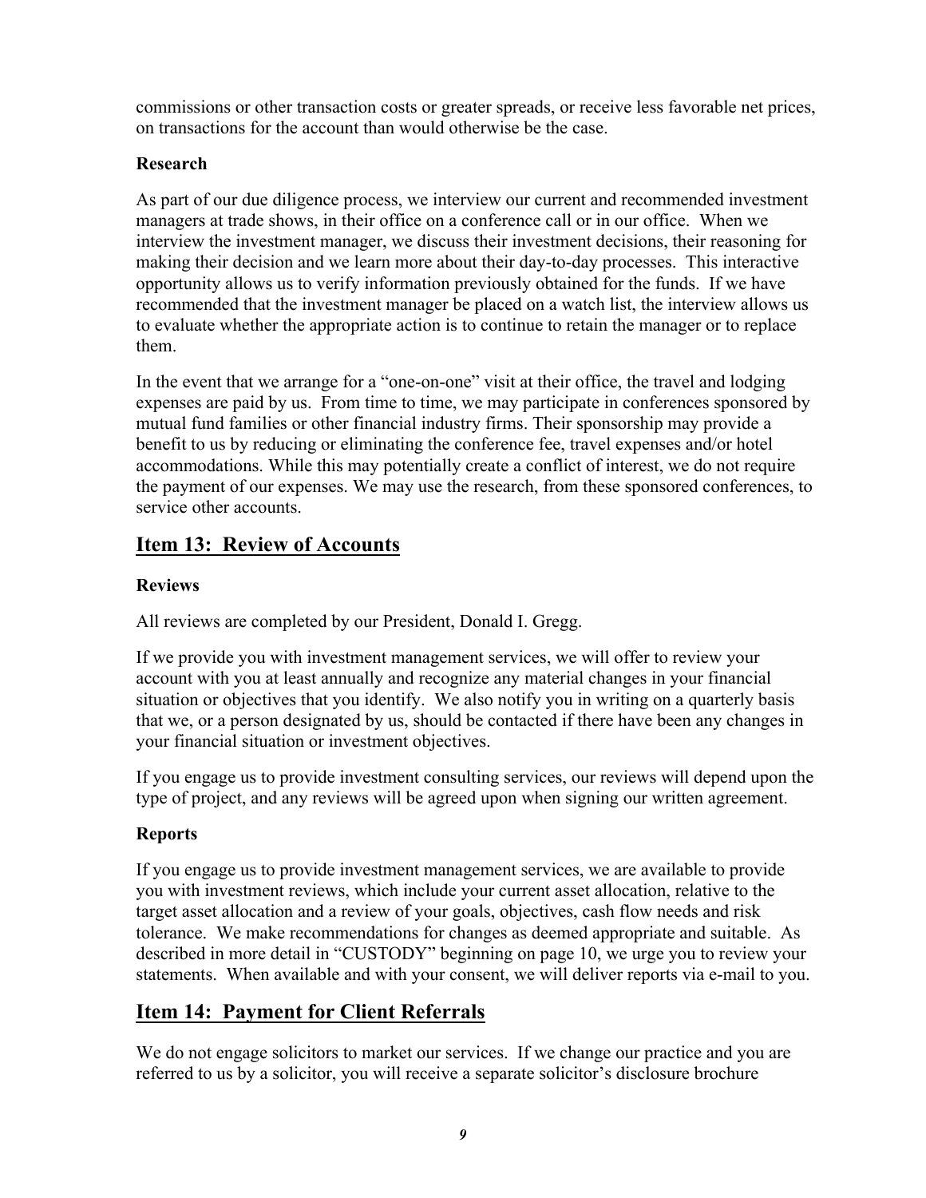commissions or other transaction costs or greater spreads, or receive less favorable net prices, on transactions for the account than would otherwise be the case.

### Research

As part of our due diligence process, we interview our current and recommended investment managers at trade shows, in their office on a conference call or in our office. When we interview the investment manager, we discuss their investment decisions, their reasoning for making their decision and we learn more about their day-to-day processes. This interactive opportunity allows us to verify information previously obtained for the funds. If we have recommended that the investment manager be placed on a watch list, the interview allows us to evaluate whether the appropriate action is to continue to retain the manager or to replace them.

In the event that we arrange for a "one-on-one" visit at their office, the travel and lodging expenses are paid by us. From time to time, we may participate in conferences sponsored by mutual fund families or other financial industry firms. Their sponsorship may provide a benefit to us by reducing or eliminating the conference fee, travel expenses and/or hotel accommodations. While this may potentially create a conflict of interest, we do not require the payment of our expenses. We may use the research, from these sponsored conferences, to service other accounts.

## Item 13: Review of Accounts

### Reviews

All reviews are completed by our President, Donald I. Gregg.

If we provide you with investment management services, we will offer to review your account with you at least annually and recognize any material changes in your financial situation or objectives that you identify. We also notify you in writing on a quarterly basis that we, or a person designated by us, should be contacted if there have been any changes in your financial situation or investment objectives.

If you engage us to provide investment consulting services, our reviews will depend upon the type of project, and any reviews will be agreed upon when signing our written agreement.

### Reports

If you engage us to provide investment management services, we are available to provide you with investment reviews, which include your current asset allocation, relative to the target asset allocation and a review of your goals, objectives, cash flow needs and risk tolerance. We make recommendations for changes as deemed appropriate and suitable. As described in more detail in "CUSTODY" beginning on page 10, we urge you to review your statements. When available and with your consent, we will deliver reports via e-mail to you.

## Item 14: Payment for Client Referrals

We do not engage solicitors to market our services. If we change our practice and you are referred to us by a solicitor, you will receive a separate solicitor's disclosure brochure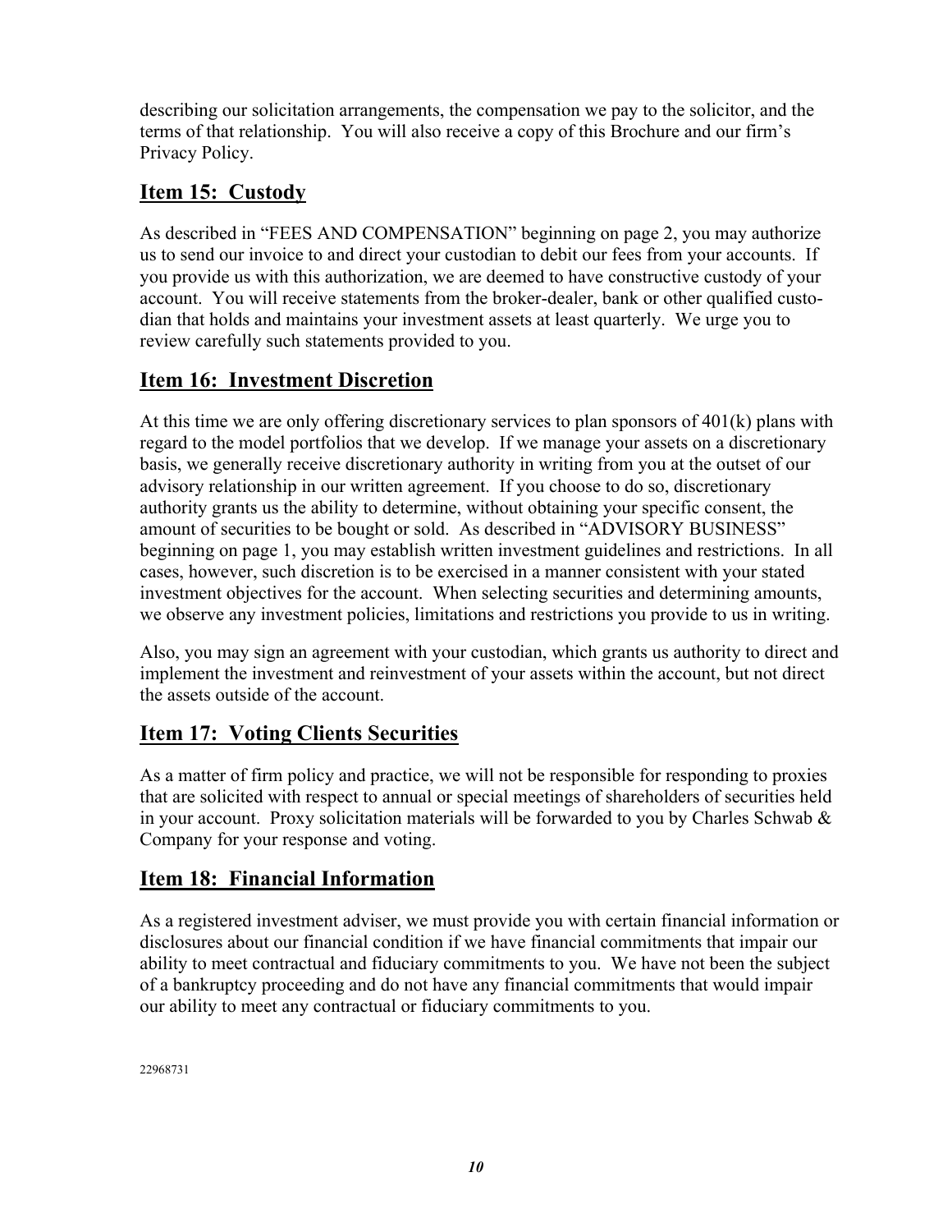describing our solicitation arrangements, the compensation we pay to the solicitor, and the terms of that relationship. You will also receive a copy of this Brochure and our firm's Privacy Policy.

## Item 15: Custody

As described in "FEES AND COMPENSATION" beginning on page 2, you may authorize us to send our invoice to and direct your custodian to debit our fees from your accounts. If you provide us with this authorization, we are deemed to have constructive custody of your account. You will receive statements from the broker-dealer, bank or other qualified custodian that holds and maintains your investment assets at least quarterly. We urge you to review carefully such statements provided to you.

## Item 16: Investment Discretion

At this time we are only offering discretionary services to plan sponsors of 401(k) plans with regard to the model portfolios that we develop. If we manage your assets on a discretionary basis, we generally receive discretionary authority in writing from you at the outset of our advisory relationship in our written agreement. If you choose to do so, discretionary authority grants us the ability to determine, without obtaining your specific consent, the amount of securities to be bought or sold. As described in "ADVISORY BUSINESS" beginning on page 1, you may establish written investment guidelines and restrictions. In all cases, however, such discretion is to be exercised in a manner consistent with your stated investment objectives for the account. When selecting securities and determining amounts, we observe any investment policies, limitations and restrictions you provide to us in writing.

Also, you may sign an agreement with your custodian, which grants us authority to direct and implement the investment and reinvestment of your assets within the account, but not direct the assets outside of the account.

## Item 17: Voting Clients Securities

As a matter of firm policy and practice, we will not be responsible for responding to proxies that are solicited with respect to annual or special meetings of shareholders of securities held in your account. Proxy solicitation materials will be forwarded to you by Charles Schwab & Company for your response and voting.

## Item 18: Financial Information

As a registered investment adviser, we must provide you with certain financial information or disclosures about our financial condition if we have financial commitments that impair our ability to meet contractual and fiduciary commitments to you. We have not been the subject of a bankruptcy proceeding and do not have any financial commitments that would impair our ability to meet any contractual or fiduciary commitments to you.

22968731